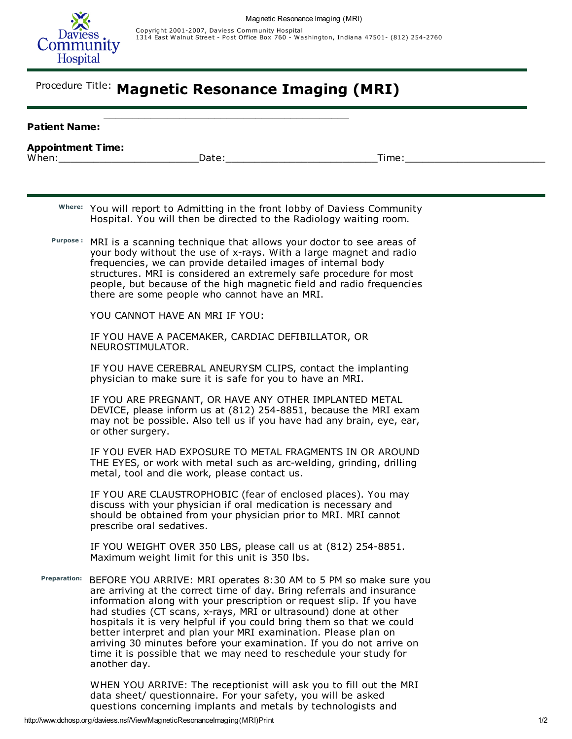Daviess Community Hospital

Copyright 2001-2007, Daviess Community Hospital
1314 East Walnut Street - Post Office Box 760 - Washington, Indiana 47501- (812) 254-2760

Procedure Title: **Magnetic Resonance Imaging (MRI)**

**Patient Name:** ________________________________________

**Appointment Time:**
When:______________________Date:________________________Time:______________________

**Where:** You will report to Admitting in the front lobby of Daviess Community Hospital. You will then be directed to the Radiology waiting room.

**Purpose :** MRI is a scanning technique that allows your doctor to see areas of your body without the use of x-rays. With a large magnet and radio frequencies, we can provide detailed images of internal body structures. MRI is considered an extremely safe procedure for most people, but because of the high magnetic field and radio frequencies there are some people who cannot have an MRI.

YOU CANNOT HAVE AN MRI IF YOU:

IF YOU HAVE A PACEMAKER, CARDIAC DEFIBILLATOR, OR NEUROSTIMULATOR.

IF YOU HAVE CEREBRAL ANEURYSM CLIPS, contact the implanting physician to make sure it is safe for you to have an MRI.

IF YOU ARE PREGNANT, OR HAVE ANY OTHER IMPLANTED METAL DEVICE, please inform us at (812) 254-8851, because the MRI exam may not be possible. Also tell us if you have had any brain, eye, ear, or other surgery.

IF YOU EVER HAD EXPOSURE TO METAL FRAGMENTS IN OR AROUND THE EYES, or work with metal such as arc-welding, grinding, drilling metal, tool and die work, please contact us.

IF YOU ARE CLAUSTROPHOBIC (fear of enclosed places). You may discuss with your physician if oral medication is necessary and should be obtained from your physician prior to MRI. MRI cannot prescribe oral sedatives.

IF YOU WEIGHT OVER 350 LBS, please call us at (812) 254-8851. Maximum weight limit for this unit is 350 lbs.

**Preparation:** BEFORE YOU ARRIVE: MRI operates 8:30 AM to 5 PM so make sure you are arriving at the correct time of day. Bring referrals and insurance information along with your prescription or request slip. If you have had studies (CT scans, x-rays, MRI or ultrasound) done at other hospitals it is very helpful if you could bring them so that we could better interpret and plan your MRI examination. Please plan on arriving 30 minutes before your examination. If you do not arrive on time it is possible that we may need to reschedule your study for another day.

WHEN YOU ARRIVE: The receptionist will ask you to fill out the MRI data sheet/ questionnaire. For your safety, you will be asked questions concerning implants and metals by technologists and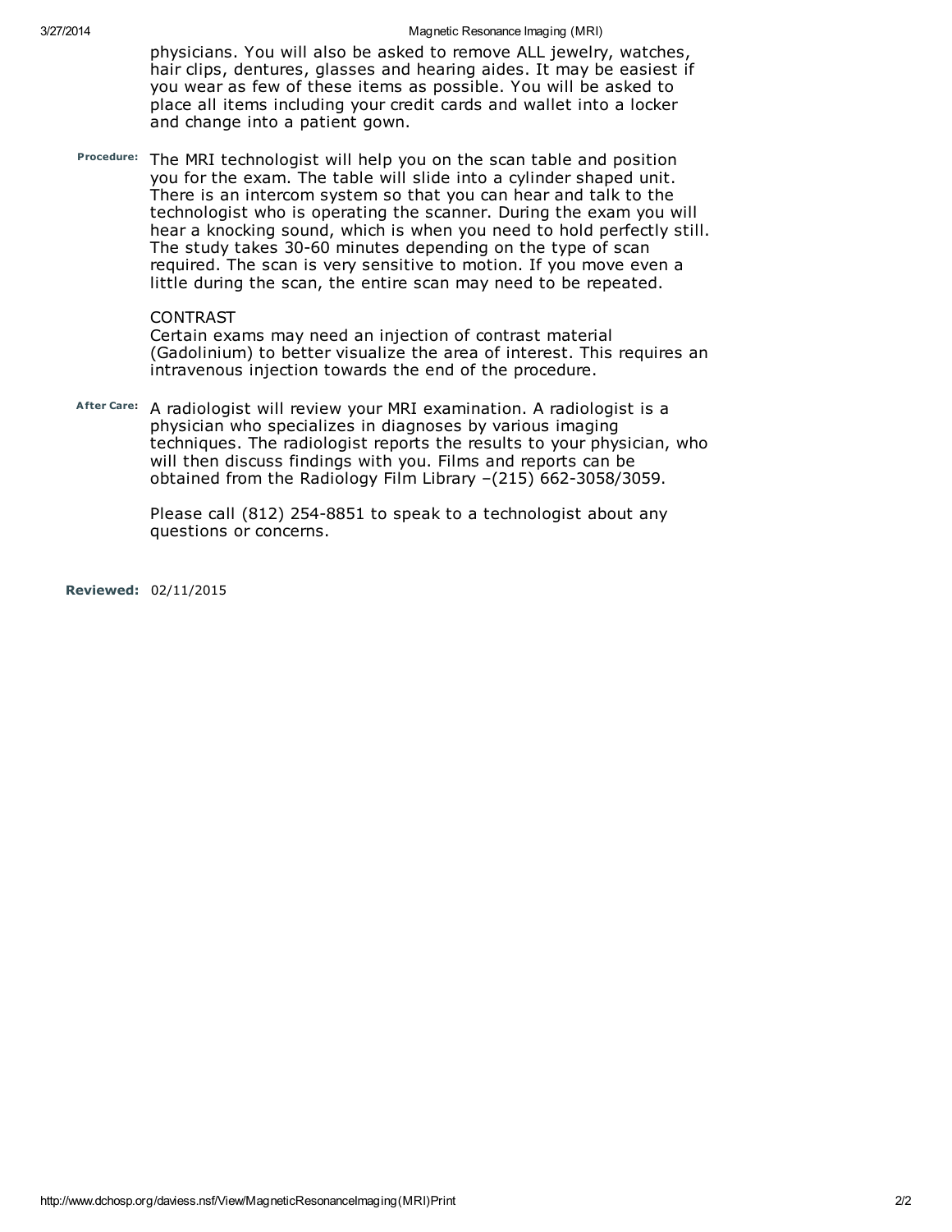physicians. You will also be asked to remove ALL jewelry, watches, hair clips, dentures, glasses and hearing aides. It may be easiest if you wear as few of these items as possible. You will be asked to place all items including your credit cards and wallet into a locker and change into a patient gown.

**Procedure:** The MRI technologist will help you on the scan table and position you for the exam. The table will slide into a cylinder shaped unit. There is an intercom system so that you can hear and talk to the technologist who is operating the scanner. During the exam you will hear a knocking sound, which is when you need to hold perfectly still. The study takes 30-60 minutes depending on the type of scan required. The scan is very sensitive to motion. If you move even a little during the scan, the entire scan may need to be repeated.

CONTRAST
Certain exams may need an injection of contrast material (Gadolinium) to better visualize the area of interest. This requires an intravenous injection towards the end of the procedure.

**After Care:** A radiologist will review your MRI examination. A radiologist is a physician who specializes in diagnoses by various imaging techniques. The radiologist reports the results to your physician, who will then discuss findings with you. Films and reports can be obtained from the Radiology Film Library –(215) 662-3058/3059.

Please call (812) 254-8851 to speak to a technologist about any questions or concerns.

**Reviewed:** 02/11/2015